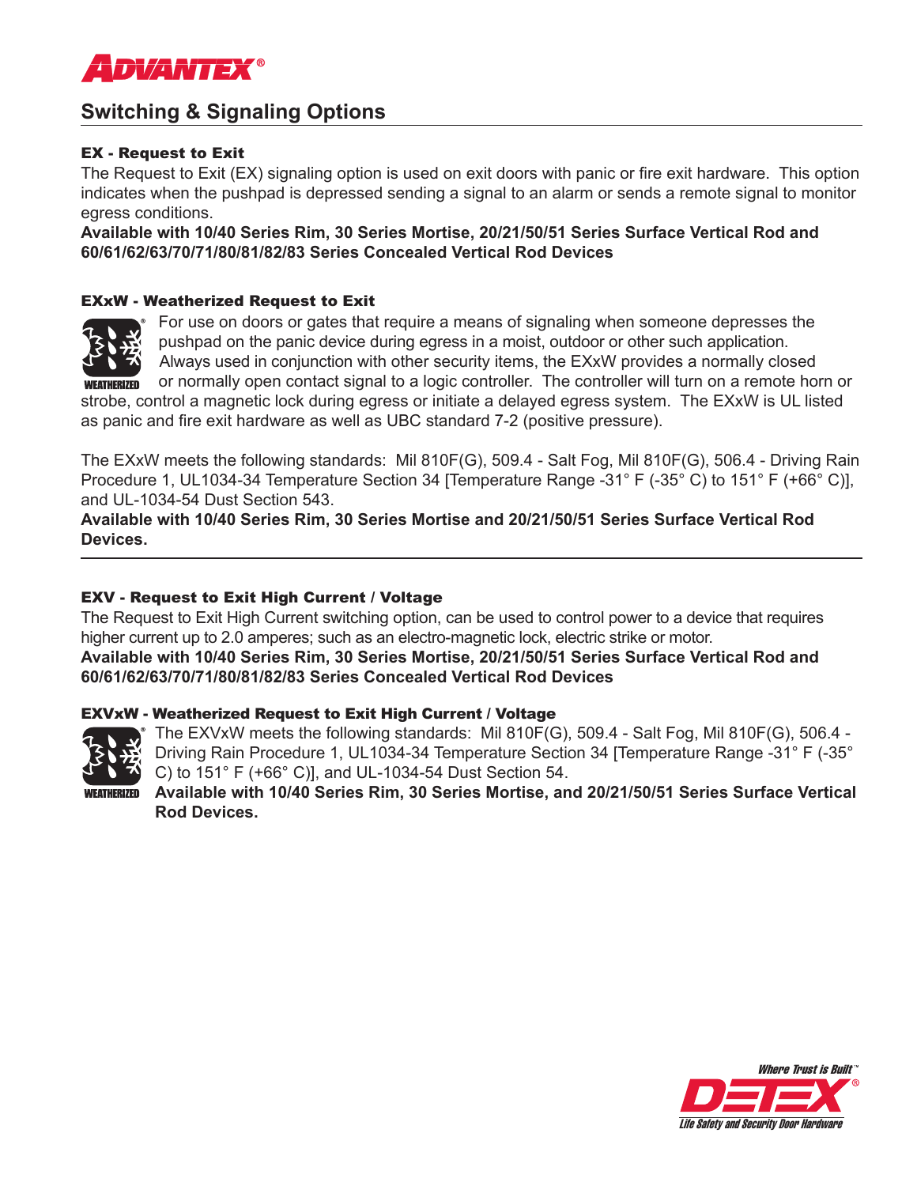# ADVANTEX®

## Switching & Signaling Options

### EX - Request to Exit

The Request to Exit (EX) signaling option is used on exit doors with panic or fire exit hardware. This option indicates when the pushpad is depressed sending a signal to an alarm or sends a remote signal to monitor egress conditions.

**Available with 10/40 Series Rim, 30 Series Mortise, 20/21/50/51 Series Surface Vertical Rod and 60/61/62/63/70/71/80/81/82/83 Series Concealed Vertical Rod Devices**

### EXxW - Weatherized Request to Exit

WEATHERIZED

For use on doors or gates that require a means of signaling when someone depresses the pushpad on the panic device during egress in a moist, outdoor or other such application. Always used in conjunction with other security items, the EXxW provides a normally closed or normally open contact signal to a logic controller. The controller will turn on a remote horn or strobe, control a magnetic lock during egress or initiate a delayed egress system. The EXxW is UL listed as panic and fire exit hardware as well as UBC standard 7-2 (positive pressure).

The EXxW meets the following standards: Mil 810F(G), 509.4 - Salt Fog, Mil 810F(G), 506.4 - Driving Rain Procedure 1, UL1034-34 Temperature Section 34 [Temperature Range -31° F (-35° C) to 151° F (+66° C)], and UL-1034-54 Dust Section 543.

**Available with 10/40 Series Rim, 30 Series Mortise and 20/21/50/51 Series Surface Vertical Rod Devices.**

---

### EXV - Request to Exit High Current / Voltage

The Request to Exit High Current switching option, can be used to control power to a device that requires higher current up to 2.0 amperes; such as an electro-magnetic lock, electric strike or motor.

**Available with 10/40 Series Rim, 30 Series Mortise, 20/21/50/51 Series Surface Vertical Rod and 60/61/62/63/70/71/80/81/82/83 Series Concealed Vertical Rod Devices**

### EXVxW - Weatherized Request to Exit High Current / Voltage

WEATHERIZED

The EXVxW meets the following standards: Mil 810F(G), 509.4 - Salt Fog, Mil 810F(G), 506.4 - Driving Rain Procedure 1, UL1034-34 Temperature Section 34 [Temperature Range -31° F (-35° C) to 151° F (+66° C)], and UL-1034-54 Dust Section 54.

**Available with 10/40 Series Rim, 30 Series Mortise, and 20/21/50/51 Series Surface Vertical Rod Devices.**

*Where Trust is Built™*

DETEX®

*Life Safety and Security Door Hardware*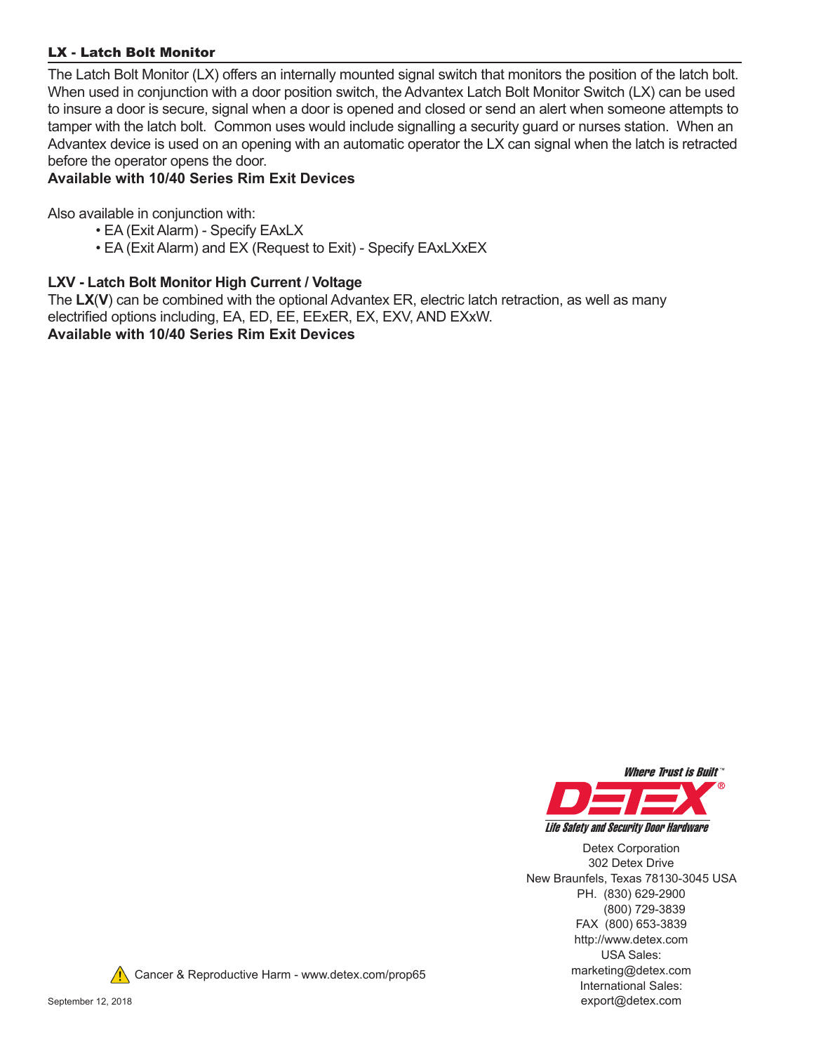## LX - Latch Bolt Monitor

The Latch Bolt Monitor (LX) offers an internally mounted signal switch that monitors the position of the latch bolt. When used in conjunction with a door position switch, the Advantex Latch Bolt Monitor Switch (LX) can be used to insure a door is secure, signal when a door is opened and closed or send an alert when someone attempts to tamper with the latch bolt. Common uses would include signalling a security guard or nurses station. When an Advantex device is used on an opening with an automatic operator the LX can signal when the latch is retracted before the operator opens the door.

**Available with 10/40 Series Rim Exit Devices**

Also available in conjunction with:

- EA (Exit Alarm) - Specify EAxLX
- EA (Exit Alarm) and EX (Request to Exit) - Specify EAxLXxEX

**LXV - Latch Bolt Monitor High Current / Voltage**

The **LX**(**V**) can be combined with the optional Advantex ER, electric latch retraction, as well as many electrified options including, EA, ED, EE, EExER, EX, EXV, AND EXxW.

**Available with 10/40 Series Rim Exit Devices**

*Where Trust is Built*™

DETEX®

*Life Safety and Security Door Hardware*

Detex Corporation
302 Detex Drive
New Braunfels, Texas 78130-3045 USA
PH. (830) 629-2900
(800) 729-3839
FAX (800) 653-3839
http://www.detex.com
USA Sales:
marketing@detex.com
International Sales:
export@detex.com

⚠ Cancer & Reproductive Harm - www.detex.com/prop65

September 12, 2018